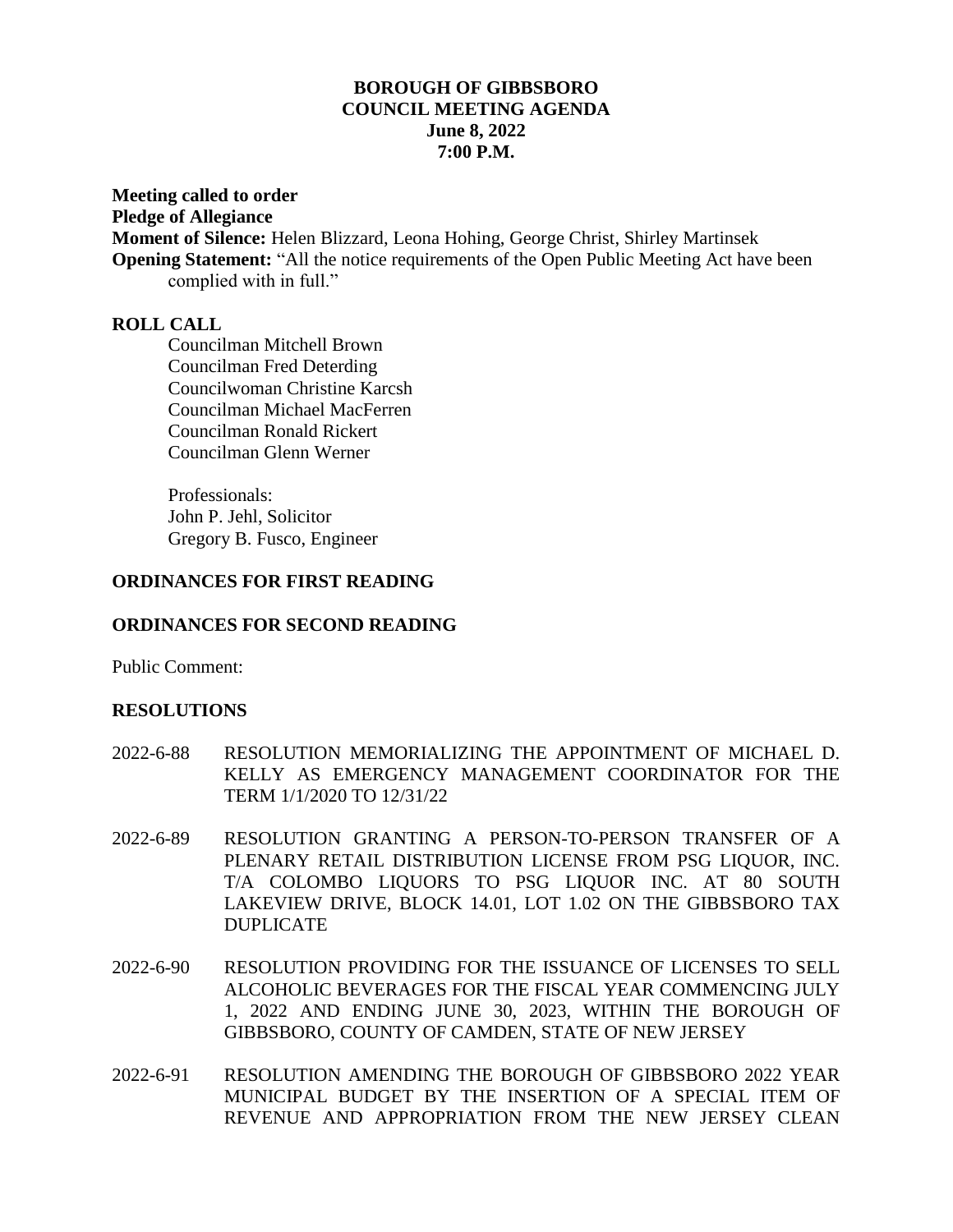# BOROUGH OF GIBBSBORO
## COUNCIL MEETING AGENDA
### June 8, 2022
### 7:00 P.M.

**Meeting called to order**
**Pledge of Allegiance**
**Moment of Silence:** Helen Blizzard, Leona Hohing, George Christ, Shirley Martinsek
**Opening Statement:** "All the notice requirements of the Open Public Meeting Act have been complied with in full."

## ROLL CALL

Councilman Mitchell Brown
Councilman Fred Deterding
Councilwoman Christine Karcsh
Councilman Michael MacFerren
Councilman Ronald Rickert
Councilman Glenn Werner

Professionals:
John P. Jehl, Solicitor
Gregory B. Fusco, Engineer

## ORDINANCES FOR FIRST READING

## ORDINANCES FOR SECOND READING

Public Comment:

## RESOLUTIONS

2022-6-88 RESOLUTION MEMORIALIZING THE APPOINTMENT OF MICHAEL D. KELLY AS EMERGENCY MANAGEMENT COORDINATOR FOR THE TERM 1/1/2020 TO 12/31/22

2022-6-89 RESOLUTION GRANTING A PERSON-TO-PERSON TRANSFER OF A PLENARY RETAIL DISTRIBUTION LICENSE FROM PSG LIQUOR, INC. T/A COLOMBO LIQUORS TO PSG LIQUOR INC. AT 80 SOUTH LAKEVIEW DRIVE, BLOCK 14.01, LOT 1.02 ON THE GIBBSBORO TAX DUPLICATE

2022-6-90 RESOLUTION PROVIDING FOR THE ISSUANCE OF LICENSES TO SELL ALCOHOLIC BEVERAGES FOR THE FISCAL YEAR COMMENCING JULY 1, 2022 AND ENDING JUNE 30, 2023, WITHIN THE BOROUGH OF GIBBSBORO, COUNTY OF CAMDEN, STATE OF NEW JERSEY

2022-6-91 RESOLUTION AMENDING THE BOROUGH OF GIBBSBORO 2022 YEAR MUNICIPAL BUDGET BY THE INSERTION OF A SPECIAL ITEM OF REVENUE AND APPROPRIATION FROM THE NEW JERSEY CLEAN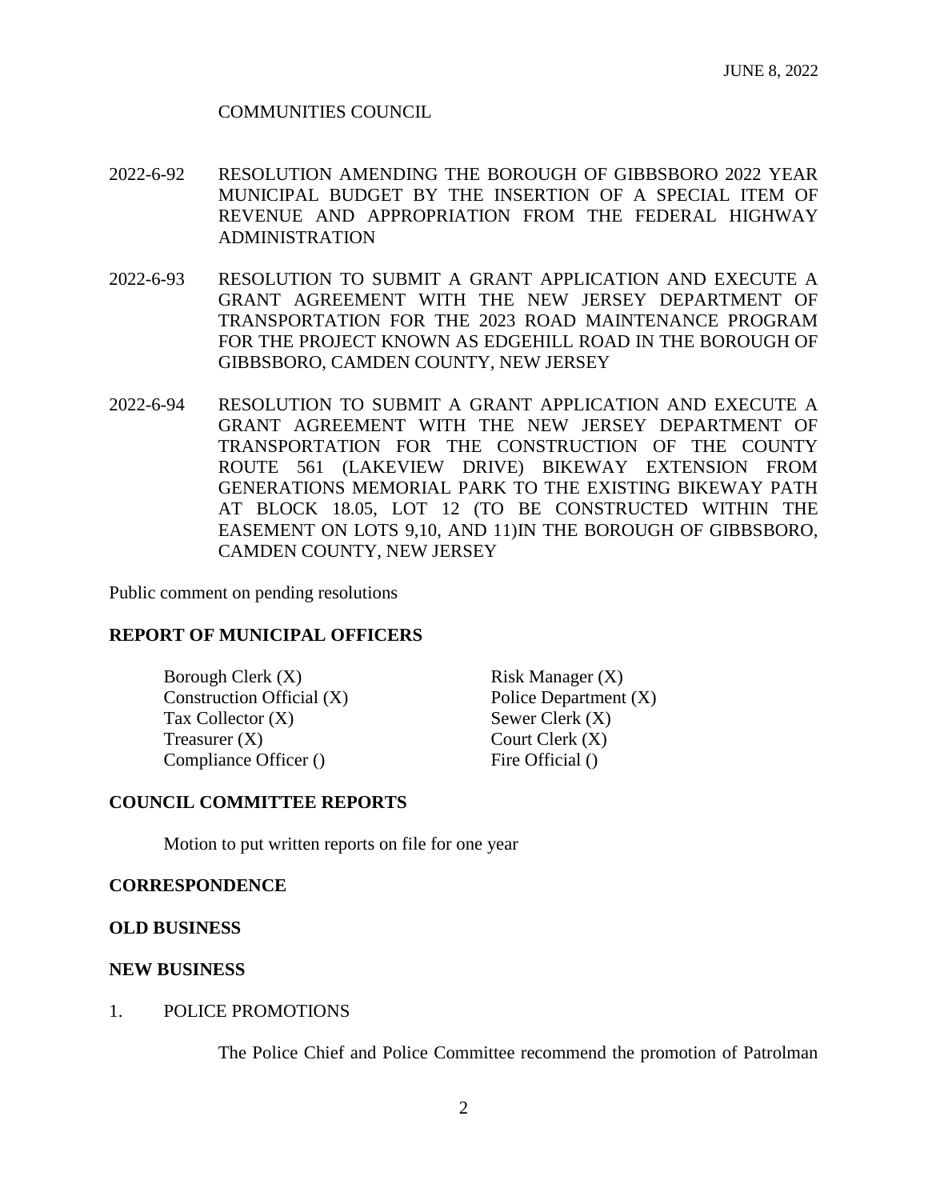JUNE 8, 2022

COMMUNITIES COUNCIL

2022-6-92 RESOLUTION AMENDING THE BOROUGH OF GIBBSBORO 2022 YEAR MUNICIPAL BUDGET BY THE INSERTION OF A SPECIAL ITEM OF REVENUE AND APPROPRIATION FROM THE FEDERAL HIGHWAY ADMINISTRATION

2022-6-93 RESOLUTION TO SUBMIT A GRANT APPLICATION AND EXECUTE A GRANT AGREEMENT WITH THE NEW JERSEY DEPARTMENT OF TRANSPORTATION FOR THE 2023 ROAD MAINTENANCE PROGRAM FOR THE PROJECT KNOWN AS EDGEHILL ROAD IN THE BOROUGH OF GIBBSBORO, CAMDEN COUNTY, NEW JERSEY

2022-6-94 RESOLUTION TO SUBMIT A GRANT APPLICATION AND EXECUTE A GRANT AGREEMENT WITH THE NEW JERSEY DEPARTMENT OF TRANSPORTATION FOR THE CONSTRUCTION OF THE COUNTY ROUTE 561 (LAKEVIEW DRIVE) BIKEWAY EXTENSION FROM GENERATIONS MEMORIAL PARK TO THE EXISTING BIKEWAY PATH AT BLOCK 18.05, LOT 12 (TO BE CONSTRUCTED WITHIN THE EASEMENT ON LOTS 9,10, AND 11)IN THE BOROUGH OF GIBBSBORO, CAMDEN COUNTY, NEW JERSEY

Public comment on pending resolutions

**REPORT OF MUNICIPAL OFFICERS**

Borough Clerk (X)
Construction Official (X)
Tax Collector (X)
Treasurer (X)
Compliance Officer ()
Risk Manager (X)
Police Department (X)
Sewer Clerk (X)
Court Clerk (X)
Fire Official ()

**COUNCIL COMMITTEE REPORTS**

Motion to put written reports on file for one year

**CORRESPONDENCE**

**OLD BUSINESS**

**NEW BUSINESS**

1. POLICE PROMOTIONS

The Police Chief and Police Committee recommend the promotion of Patrolman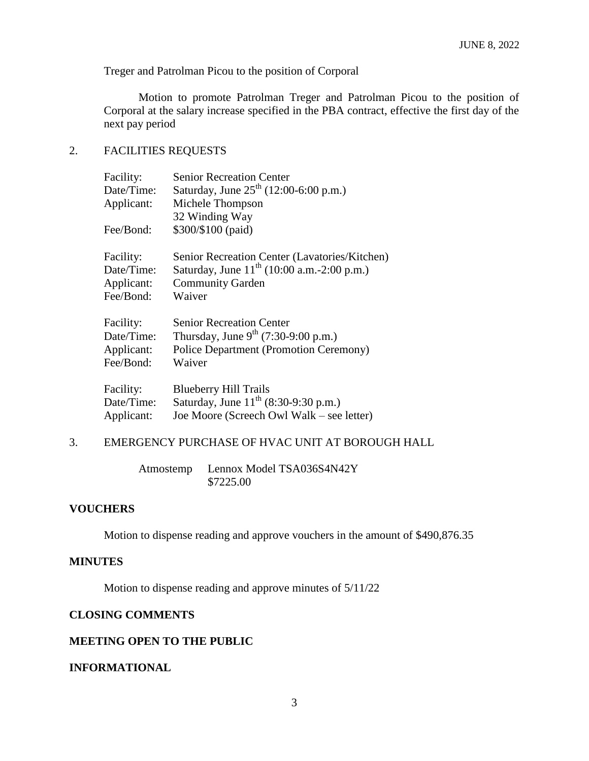Treger and Patrolman Picou to the position of Corporal

Motion to promote Patrolman Treger and Patrolman Picou to the position of Corporal at the salary increase specified in the PBA contract, effective the first day of the next pay period

2. FACILITIES REQUESTS

| | |
|---|---|
| Facility: | Senior Recreation Center |
| Date/Time: | Saturday, June 25th (12:00-6:00 p.m.) |
| Applicant: | Michele Thompson<br>32 Winding Way |
| Fee/Bond: | $300/$100 (paid) |

| | |
|---|---|
| Facility: | Senior Recreation Center (Lavatories/Kitchen) |
| Date/Time: | Saturday, June 11th (10:00 a.m.-2:00 p.m.) |
| Applicant: | Community Garden |
| Fee/Bond: | Waiver |

| | |
|---|---|
| Facility: | Senior Recreation Center |
| Date/Time: | Thursday, June 9th (7:30-9:00 p.m.) |
| Applicant: | Police Department (Promotion Ceremony) |
| Fee/Bond: | Waiver |

| | |
|---|---|
| Facility: | Blueberry Hill Trails |
| Date/Time: | Saturday, June 11th (8:30-9:30 p.m.) |
| Applicant: | Joe Moore (Screech Owl Walk – see letter) |

3. EMERGENCY PURCHASE OF HVAC UNIT AT BOROUGH HALL

Atmostemp  Lennox Model TSA036S4N42Y
$7225.00

**VOUCHERS**

Motion to dispense reading and approve vouchers in the amount of $490,876.35

**MINUTES**

Motion to dispense reading and approve minutes of 5/11/22

**CLOSING COMMENTS**

**MEETING OPEN TO THE PUBLIC**

**INFORMATIONAL**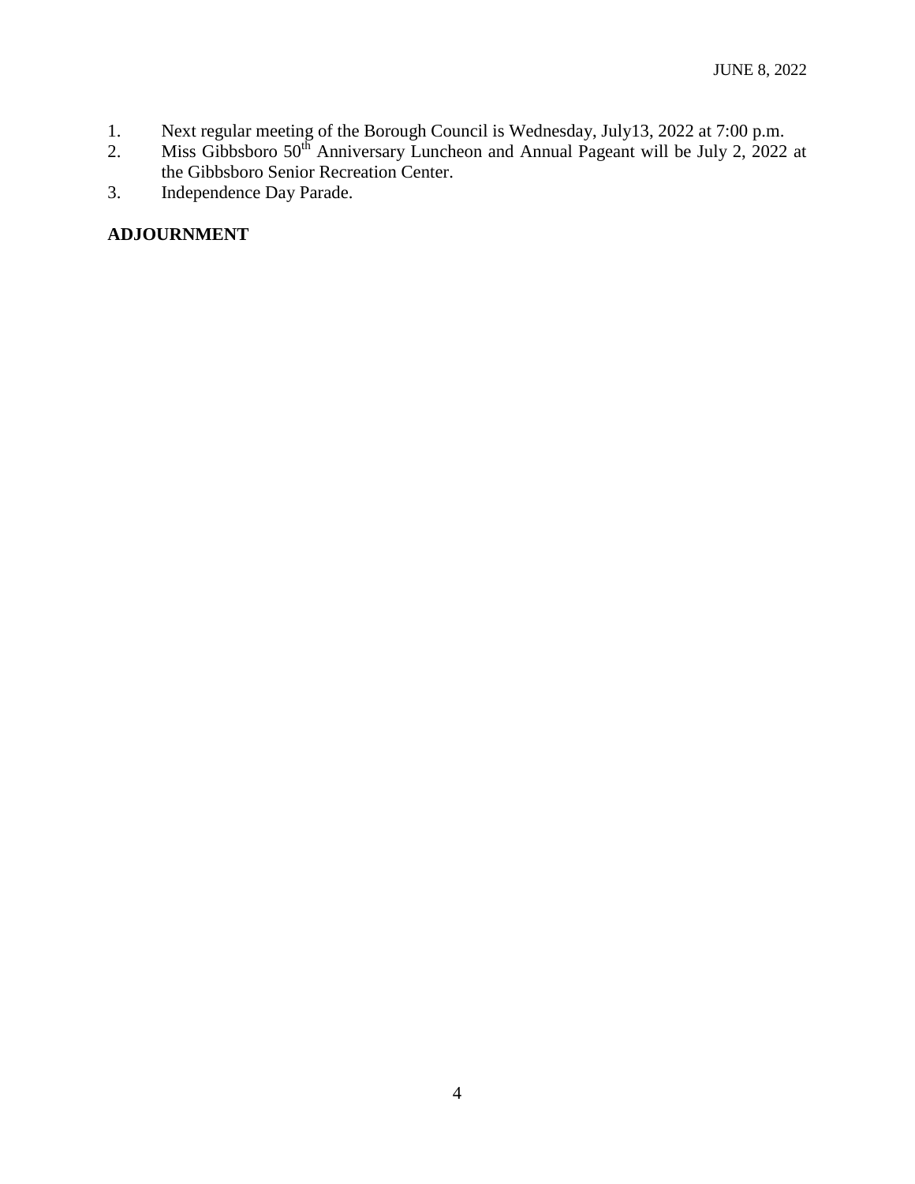1. Next regular meeting of the Borough Council is Wednesday, July13, 2022 at 7:00 p.m.
2. Miss Gibbsboro 50th Anniversary Luncheon and Annual Pageant will be July 2, 2022 at the Gibbsboro Senior Recreation Center.
3. Independence Day Parade.

**ADJOURNMENT**